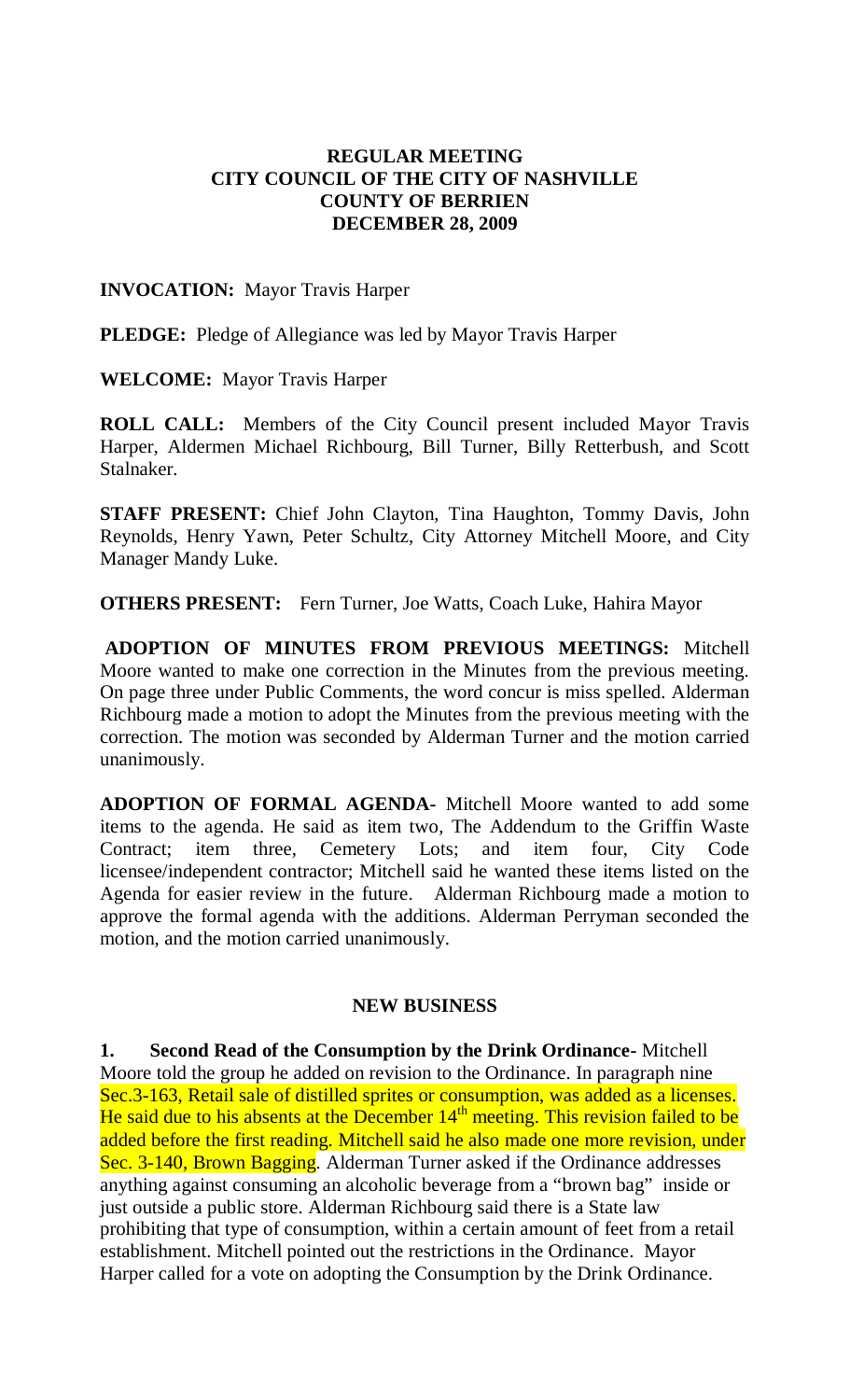# REGULAR MEETING
# CITY COUNCIL OF THE CITY OF NASHVILLE
# COUNTY OF BERRIEN
# DECEMBER 28, 2009

**INVOCATION:** Mayor Travis Harper

**PLEDGE:** Pledge of Allegiance was led by Mayor Travis Harper

**WELCOME:** Mayor Travis Harper

**ROLL CALL:** Members of the City Council present included Mayor Travis Harper, Aldermen Michael Richbourg, Bill Turner, Billy Retterbush, and Scott Stalnaker.

**STAFF PRESENT:** Chief John Clayton, Tina Haughton, Tommy Davis, John Reynolds, Henry Yawn, Peter Schultz, City Attorney Mitchell Moore, and City Manager Mandy Luke.

**OTHERS PRESENT:** Fern Turner, Joe Watts, Coach Luke, Hahira Mayor

**ADOPTION OF MINUTES FROM PREVIOUS MEETINGS:** Mitchell Moore wanted to make one correction in the Minutes from the previous meeting. On page three under Public Comments, the word concur is miss spelled. Alderman Richbourg made a motion to adopt the Minutes from the previous meeting with the correction. The motion was seconded by Alderman Turner and the motion carried unanimously.

**ADOPTION OF FORMAL AGENDA-** Mitchell Moore wanted to add some items to the agenda. He said as item two, The Addendum to the Griffin Waste Contract; item three, Cemetery Lots; and item four, City Code licensee/independent contractor; Mitchell said he wanted these items listed on the Agenda for easier review in the future. Alderman Richbourg made a motion to approve the formal agenda with the additions. Alderman Perryman seconded the motion, and the motion carried unanimously.

## NEW BUSINESS

**1. Second Read of the Consumption by the Drink Ordinance-** Mitchell Moore told the group he added on revision to the Ordinance. In paragraph nine Sec.3-163, Retail sale of distilled sprites or consumption, was added as a licenses. He said due to his absents at the December 14th meeting. This revision failed to be added before the first reading. Mitchell said he also made one more revision, under Sec. 3-140, Brown Bagging. Alderman Turner asked if the Ordinance addresses anything against consuming an alcoholic beverage from a "brown bag" inside or just outside a public store. Alderman Richbourg said there is a State law prohibiting that type of consumption, within a certain amount of feet from a retail establishment. Mitchell pointed out the restrictions in the Ordinance. Mayor Harper called for a vote on adopting the Consumption by the Drink Ordinance.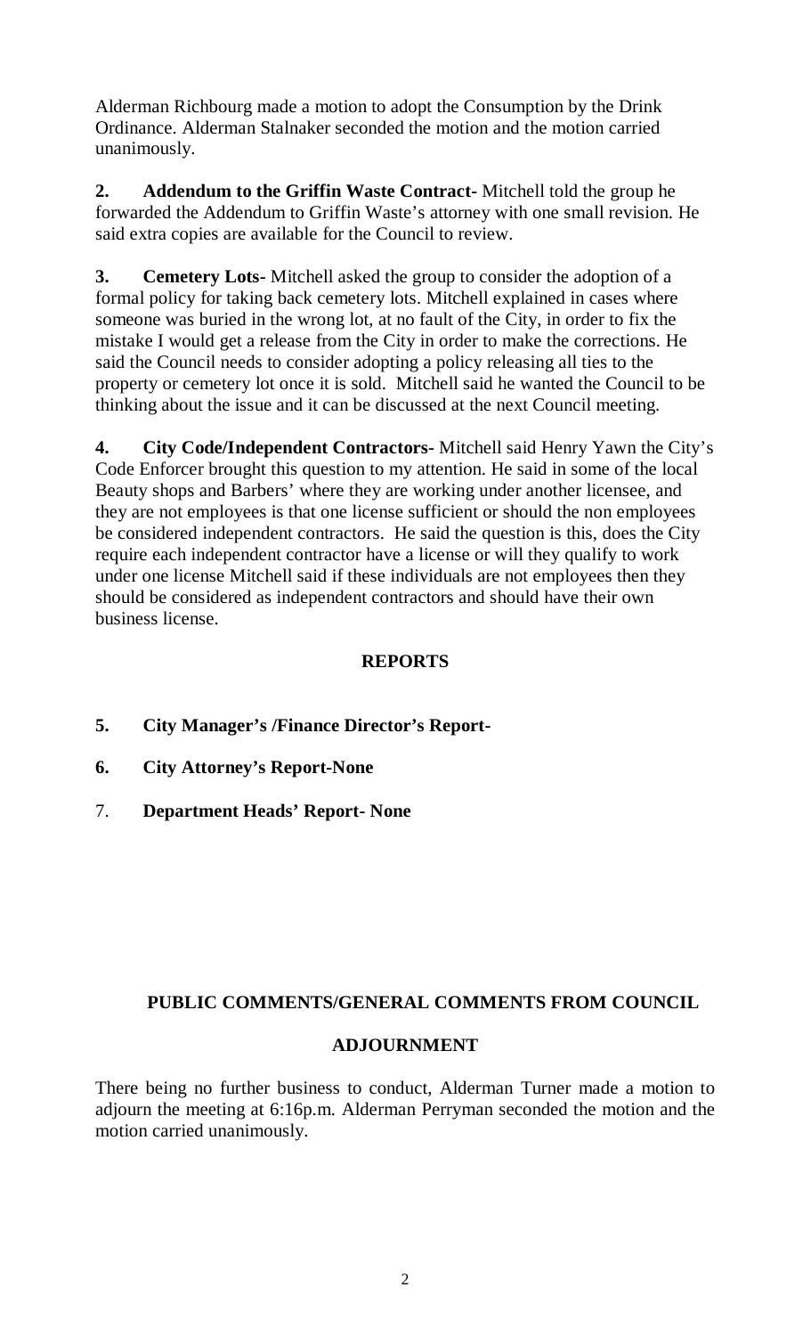Alderman Richbourg made a motion to adopt the Consumption by the Drink Ordinance. Alderman Stalnaker seconded the motion and the motion carried unanimously.

**2. Addendum to the Griffin Waste Contract-** Mitchell told the group he forwarded the Addendum to Griffin Waste's attorney with one small revision. He said extra copies are available for the Council to review.

**3. Cemetery Lots-** Mitchell asked the group to consider the adoption of a formal policy for taking back cemetery lots. Mitchell explained in cases where someone was buried in the wrong lot, at no fault of the City, in order to fix the mistake I would get a release from the City in order to make the corrections. He said the Council needs to consider adopting a policy releasing all ties to the property or cemetery lot once it is sold. Mitchell said he wanted the Council to be thinking about the issue and it can be discussed at the next Council meeting.

**4. City Code/Independent Contractors-** Mitchell said Henry Yawn the City's Code Enforcer brought this question to my attention. He said in some of the local Beauty shops and Barbers' where they are working under another licensee, and they are not employees is that one license sufficient or should the non employees be considered independent contractors. He said the question is this, does the City require each independent contractor have a license or will they qualify to work under one license Mitchell said if these individuals are not employees then they should be considered as independent contractors and should have their own business license.

## REPORTS

**5. City Manager's /Finance Director's Report-**

**6. City Attorney's Report-None**

7. **Department Heads' Report- None**

## PUBLIC COMMENTS/GENERAL COMMENTS FROM COUNCIL

## ADJOURNMENT

There being no further business to conduct, Alderman Turner made a motion to adjourn the meeting at 6:16p.m. Alderman Perryman seconded the motion and the motion carried unanimously.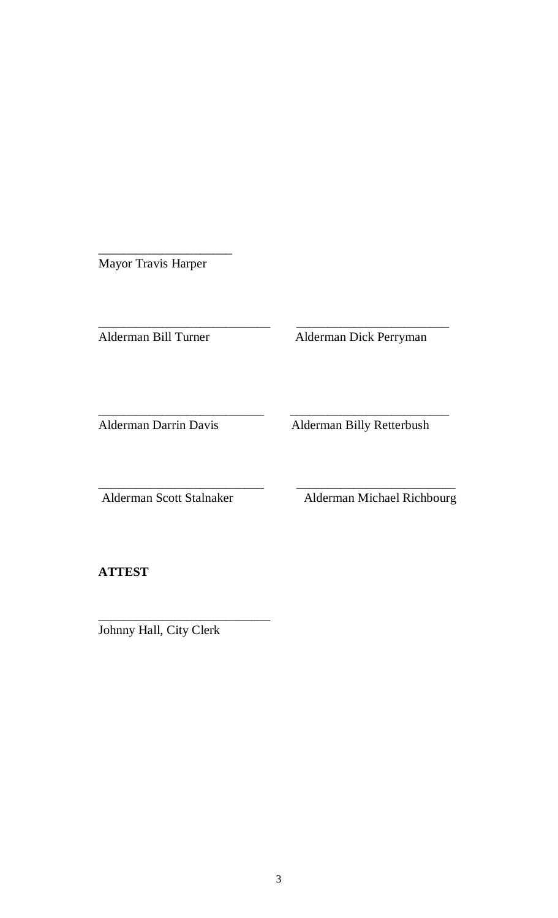____________________
Mayor Travis Harper

___________________________ ________________________
Alderman Bill Turner Alderman Dick Perryman

__________________________ _________________________
Alderman Darrin Davis Alderman Billy Retterbush

__________________________ _________________________
Alderman Scott Stalnaker Alderman Michael Richbourg

**ATTEST**

___________________________
Johnny Hall, City Clerk